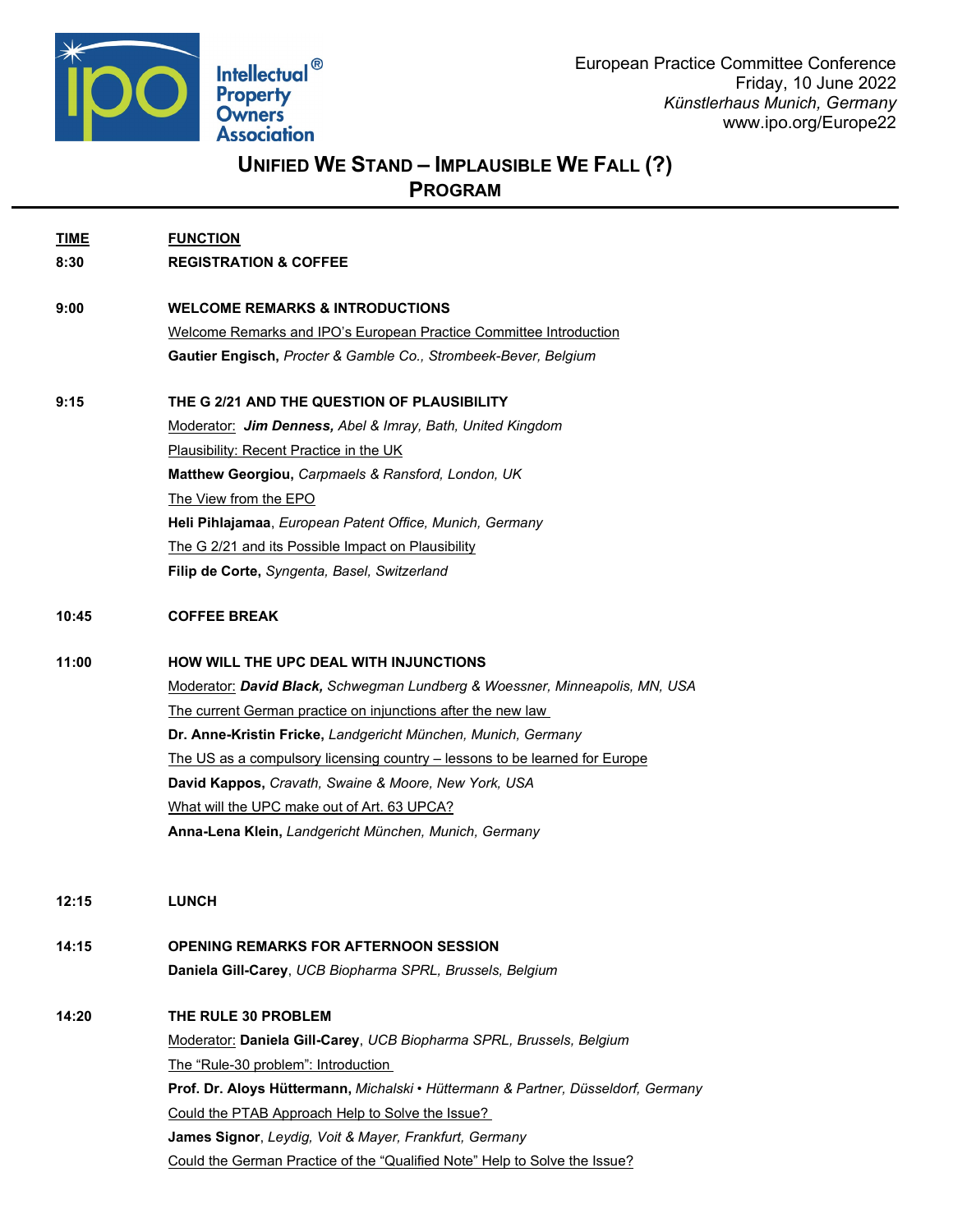Intellectual® Property Owners Association

European Practice Committee Conference
Friday, 10 June 2022
*Künstlerhaus Munich, Germany*
www.ipo.org/Europe22

# UNIFIED WE STAND – IMPLAUSIBLE WE FALL (?)
## PROGRAM

| TIME | FUNCTION |
|---|---|
| **8:30** | **REGISTRATION & COFFEE** |
| **9:00** | **WELCOME REMARKS & INTRODUCTIONS**<br>Welcome Remarks and IPO's European Practice Committee Introduction<br>**Gautier Engisch,** *Procter & Gamble Co., Strombeek-Bever, Belgium* |
| **9:15** | **THE G 2/21 AND THE QUESTION OF PLAUSIBILITY**<br>Moderator: ***Jim Denness,*** *Abel & Imray, Bath, United Kingdom*<br>Plausibility: Recent Practice in the UK<br>**Matthew Georgiou,** *Carpmaels & Ransford, London, UK*<br>The View from the EPO<br>**Heli Pihlajamaa**, *European Patent Office, Munich, Germany*<br>The G 2/21 and its Possible Impact on Plausibility<br>**Filip de Corte,** *Syngenta, Basel, Switzerland* |
| **10:45** | **COFFEE BREAK** |
| **11:00** | **HOW WILL THE UPC DEAL WITH INJUNCTIONS**<br>Moderator: ***David Black,*** *Schwegman Lundberg & Woessner, Minneapolis, MN, USA*<br>The current German practice on injunctions after the new law<br>**Dr. Anne-Kristin Fricke,** *Landgericht München, Munich, Germany*<br>The US as a compulsory licensing country – lessons to be learned for Europe<br>**David Kappos,** *Cravath, Swaine & Moore, New York, USA*<br>What will the UPC make out of Art. 63 UPCA?<br>**Anna-Lena Klein,** *Landgericht München, Munich, Germany* |
| **12:15** | **LUNCH** |
| **14:15** | **OPENING REMARKS FOR AFTERNOON SESSION**<br>**Daniela Gill-Carey**, *UCB Biopharma SPRL, Brussels, Belgium* |
| **14:20** | **THE RULE 30 PROBLEM**<br>Moderator: **Daniela Gill-Carey**, *UCB Biopharma SPRL, Brussels, Belgium*<br>The "Rule-30 problem": Introduction<br>**Prof. Dr. Aloys Hüttermann,** *Michalski • Hüttermann & Partner, Düsseldorf, Germany*<br>Could the PTAB Approach Help to Solve the Issue?<br>**James Signor**, *Leydig, Voit & Mayer, Frankfurt, Germany*<br>Could the German Practice of the "Qualified Note" Help to Solve the Issue? |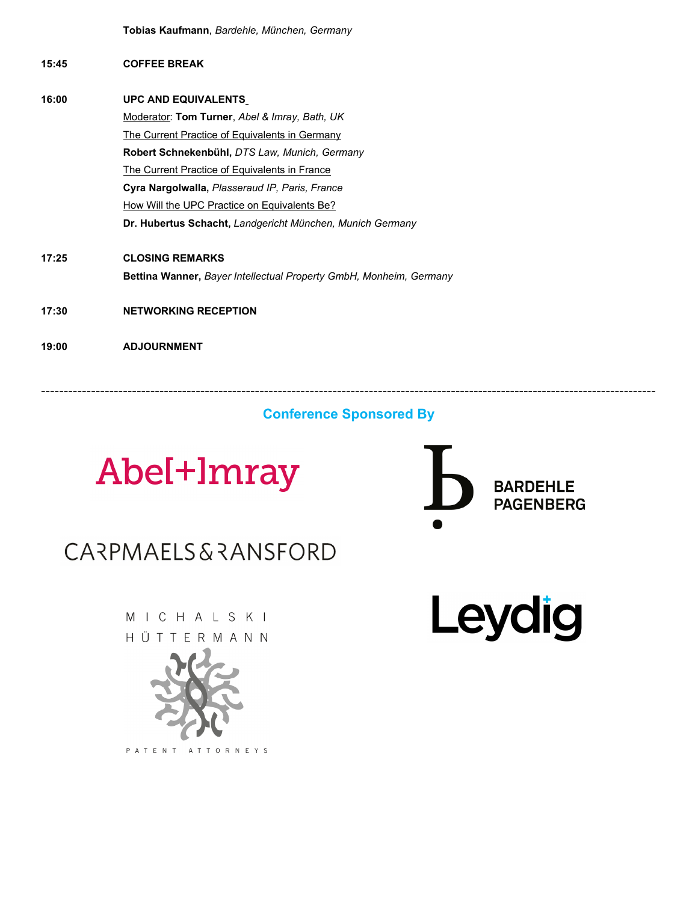**Tobias Kaufmann**, *Bardehle, München, Germany*

**15:45** **COFFEE BREAK**

**16:00** **UPC AND EQUIVALENTS**

Moderator: **Tom Turner**, *Abel & Imray, Bath, UK*

The Current Practice of Equivalents in Germany

**Robert Schnekenbühl,** *DTS Law, Munich, Germany*

The Current Practice of Equivalents in France

**Cyra Nargolwalla,** *Plasseraud IP, Paris, France*

How Will the UPC Practice on Equivalents Be?

**Dr. Hubertus Schacht,** *Landgericht München, Munich Germany*

**17:25** **CLOSING REMARKS**

**Bettina Wanner,** *Bayer Intellectual Property GmbH, Monheim, Germany*

**17:30** **NETWORKING RECEPTION**

**19:00** **ADJOURNMENT**

---

**Conference Sponsored By**

Abel+Imray

BARDEHLE PAGENBERG

CARPMAELS & RANSFORD

Leydig

MICHALSKI HÜTTERMANN

PATENT ATTORNEYS